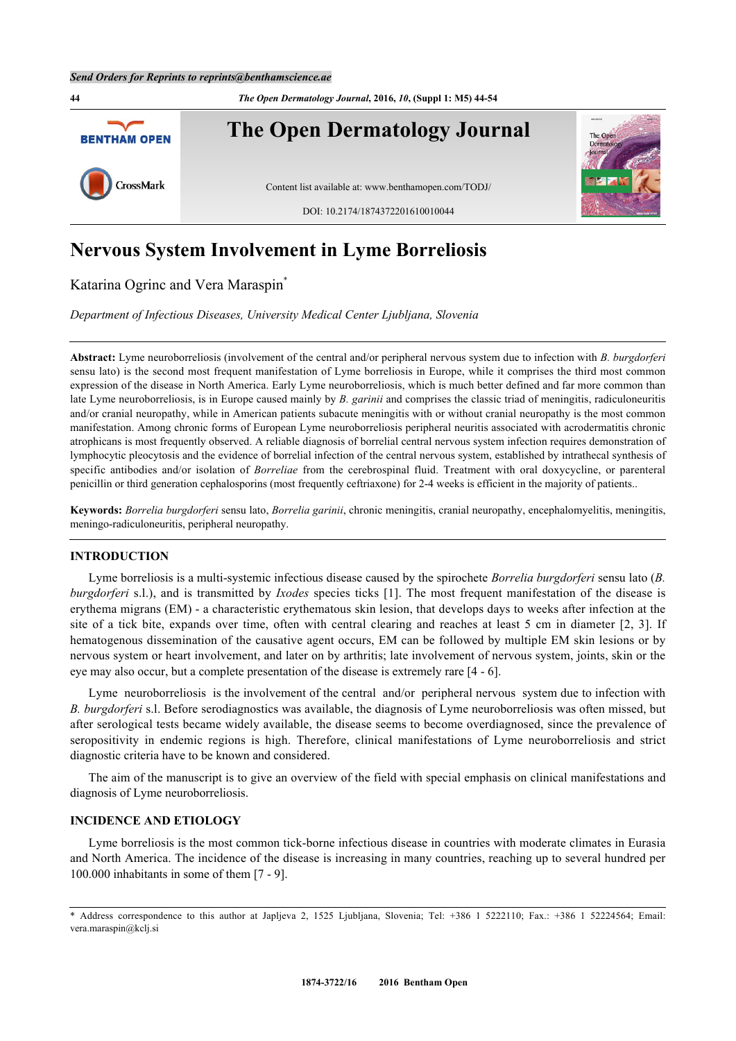# Nervous System Involvement in Lyme Borreliosis

Katarina Ogrinc and Vera Maraspin*

*Department of Infectious Diseases, University Medical Center Ljubljana, Slovenia*

**Abstract:** Lyme neuroborreliosis (involvement of the central and/or peripheral nervous system due to infection with *B. burgdorferi* sensu lato) is the second most frequent manifestation of Lyme borreliosis in Europe, while it comprises the third most common expression of the disease in North America. Early Lyme neuroborreliosis, which is much better defined and far more common than late Lyme neuroborreliosis, is in Europe caused mainly by *B. garinii* and comprises the classic triad of meningitis, radiculoneuritis and/or cranial neuropathy, while in American patients subacute meningitis with or without cranial neuropathy is the most common manifestation. Among chronic forms of European Lyme neuroborreliosis peripheral neuritis associated with acrodermatitis chronic atrophicans is most frequently observed. A reliable diagnosis of borrelial central nervous system infection requires demonstration of lymphocytic pleocytosis and the evidence of borrelial infection of the central nervous system, established by intrathecal synthesis of specific antibodies and/or isolation of *Borreliae* from the cerebrospinal fluid. Treatment with oral doxycycline, or parenteral penicillin or third generation cephalosporins (most frequently ceftriaxone) for 2-4 weeks is efficient in the majority of patients..

**Keywords:** *Borrelia burgdorferi* sensu lato, *Borrelia garinii*, chronic meningitis, cranial neuropathy, encephalomyelitis, meningitis, meningo-radiculoneuritis, peripheral neuropathy.

## INTRODUCTION

Lyme borreliosis is a multi-systemic infectious disease caused by the spirochete *Borrelia burgdorferi* sensu lato (*B. burgdorferi* s.l.), and is transmitted by *Ixodes* species ticks [1]. The most frequent manifestation of the disease is erythema migrans (EM) - a characteristic erythematous skin lesion, that develops days to weeks after infection at the site of a tick bite, expands over time, often with central clearing and reaches at least 5 cm in diameter [2, 3]. If hematogenous dissemination of the causative agent occurs, EM can be followed by multiple EM skin lesions or by nervous system or heart involvement, and later on by arthritis; late involvement of nervous system, joints, skin or the eye may also occur, but a complete presentation of the disease is extremely rare [4 - 6].

Lyme neuroborreliosis is the involvement of the central and/or peripheral nervous system due to infection with *B. burgdorferi* s.l. Before serodiagnostics was available, the diagnosis of Lyme neuroborreliosis was often missed, but after serological tests became widely available, the disease seems to become overdiagnosed, since the prevalence of seropositivity in endemic regions is high. Therefore, clinical manifestations of Lyme neuroborreliosis and strict diagnostic criteria have to be known and considered.

The aim of the manuscript is to give an overview of the field with special emphasis on clinical manifestations and diagnosis of Lyme neuroborreliosis.

## INCIDENCE AND ETIOLOGY

Lyme borreliosis is the most common tick-borne infectious disease in countries with moderate climates in Eurasia and North America. The incidence of the disease is increasing in many countries, reaching up to several hundred per 100.000 inhabitants in some of them [7 - 9].

* Address correspondence to this author at Japljeva 2, 1525 Ljubljana, Slovenia; Tel: +386 1 5222110; Fax.: +386 1 52224564; Email: vera.maraspin@kclj.si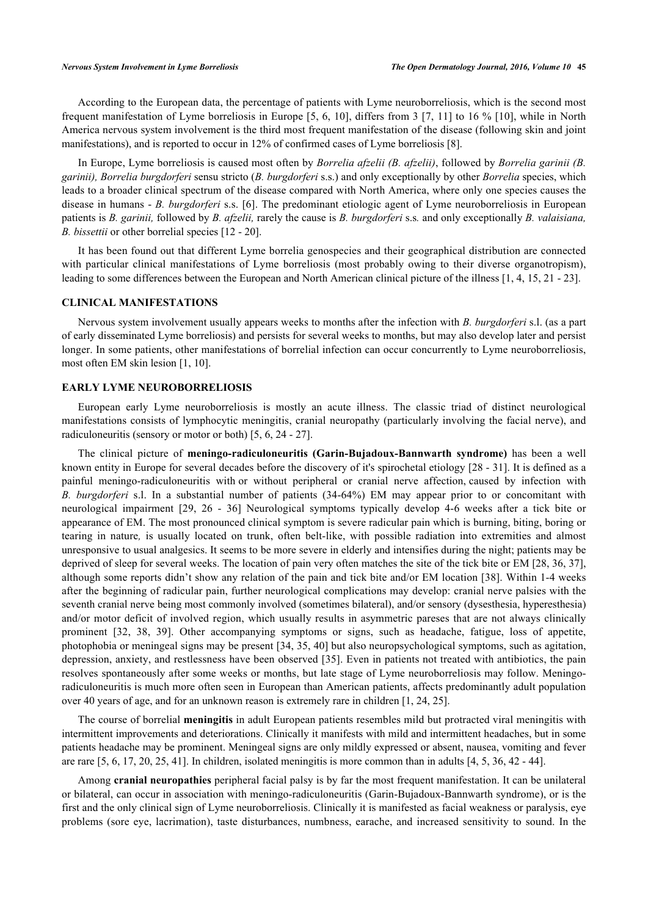According to the European data, the percentage of patients with Lyme neuroborreliosis, which is the second most frequent manifestation of Lyme borreliosis in Europe [5, 6, 10], differs from 3 [7, 11] to 16 % [10], while in North America nervous system involvement is the third most frequent manifestation of the disease (following skin and joint manifestations), and is reported to occur in 12% of confirmed cases of Lyme borreliosis [8].

In Europe, Lyme borreliosis is caused most often by *Borrelia afzelii (B. afzelii)*, followed by *Borrelia garinii (B. garinii), Borrelia burgdorferi* sensu stricto (*B. burgdorferi* s.s.) and only exceptionally by other *Borrelia* species, which leads to a broader clinical spectrum of the disease compared with North America, where only one species causes the disease in humans - *B. burgdorferi* s.s. [6]. The predominant etiologic agent of Lyme neuroborreliosis in European patients is *B. garinii,* followed by *B. afzelii,* rarely the cause is *B. burgdorferi* s.s*.* and only exceptionally *B. valaisiana, B. bissettii* or other borrelial species [12 - 20].

It has been found out that different Lyme borrelia genospecies and their geographical distribution are connected with particular clinical manifestations of Lyme borreliosis (most probably owing to their diverse organotropism), leading to some differences between the European and North American clinical picture of the illness [1, 4, 15, 21 - 23].

## CLINICAL MANIFESTATIONS

Nervous system involvement usually appears weeks to months after the infection with *B. burgdorferi* s.l. (as a part of early disseminated Lyme borreliosis) and persists for several weeks to months, but may also develop later and persist longer. In some patients, other manifestations of borrelial infection can occur concurrently to Lyme neuroborreliosis, most often EM skin lesion [1, 10].

## EARLY LYME NEUROBORRELIOSIS

European early Lyme neuroborreliosis is mostly an acute illness. The classic triad of distinct neurological manifestations consists of lymphocytic meningitis, cranial neuropathy (particularly involving the facial nerve), and radiculoneuritis (sensory or motor or both) [5, 6, 24 - 27].

The clinical picture of **meningo-radiculoneuritis (Garin-Bujadoux-Bannwarth syndrome)** has been a well known entity in Europe for several decades before the discovery of it's spirochetal etiology [28 - 31]. It is defined as a painful meningo-radiculoneuritis with or without peripheral or cranial nerve affection, caused by infection with *B. burgdorferi* s.l. In a substantial number of patients (34-64%) EM may appear prior to or concomitant with neurological impairment [29, 26 - 36] Neurological symptoms typically develop 4-6 weeks after a tick bite or appearance of EM. The most pronounced clinical symptom is severe radicular pain which is burning, biting, boring or tearing in nature*,* is usually located on trunk, often belt-like, with possible radiation into extremities and almost unresponsive to usual analgesics. It seems to be more severe in elderly and intensifies during the night; patients may be deprived of sleep for several weeks. The location of pain very often matches the site of the tick bite or EM [28, 36, 37], although some reports didn't show any relation of the pain and tick bite and/or EM location [38]. Within 1-4 weeks after the beginning of radicular pain, further neurological complications may develop: cranial nerve palsies with the seventh cranial nerve being most commonly involved (sometimes bilateral), and/or sensory (dysesthesia, hyperesthesia) and/or motor deficit of involved region, which usually results in asymmetric pareses that are not always clinically prominent [32, 38, 39]. Other accompanying symptoms or signs, such as headache, fatigue, loss of appetite, photophobia or meningeal signs may be present [34, 35, 40] but also neuropsychological symptoms, such as agitation, depression, anxiety, and restlessness have been observed [35]. Even in patients not treated with antibiotics, the pain resolves spontaneously after some weeks or months, but late stage of Lyme neuroborreliosis may follow. Meningo-radiculoneuritis is much more often seen in European than American patients, affects predominantly adult population over 40 years of age, and for an unknown reason is extremely rare in children [1, 24, 25].

The course of borrelial **meningitis** in adult European patients resembles mild but protracted viral meningitis with intermittent improvements and deteriorations. Clinically it manifests with mild and intermittent headaches, but in some patients headache may be prominent. Meningeal signs are only mildly expressed or absent, nausea, vomiting and fever are rare [5, 6, 17, 20, 25, 41]. In children, isolated meningitis is more common than in adults [4, 5, 36, 42 - 44].

Among **cranial neuropathies** peripheral facial palsy is by far the most frequent manifestation. It can be unilateral or bilateral, can occur in association with meningo-radiculoneuritis (Garin-Bujadoux-Bannwarth syndrome), or is the first and the only clinical sign of Lyme neuroborreliosis. Clinically it is manifested as facial weakness or paralysis, eye problems (sore eye, lacrimation), taste disturbances, numbness, earache, and increased sensitivity to sound. In the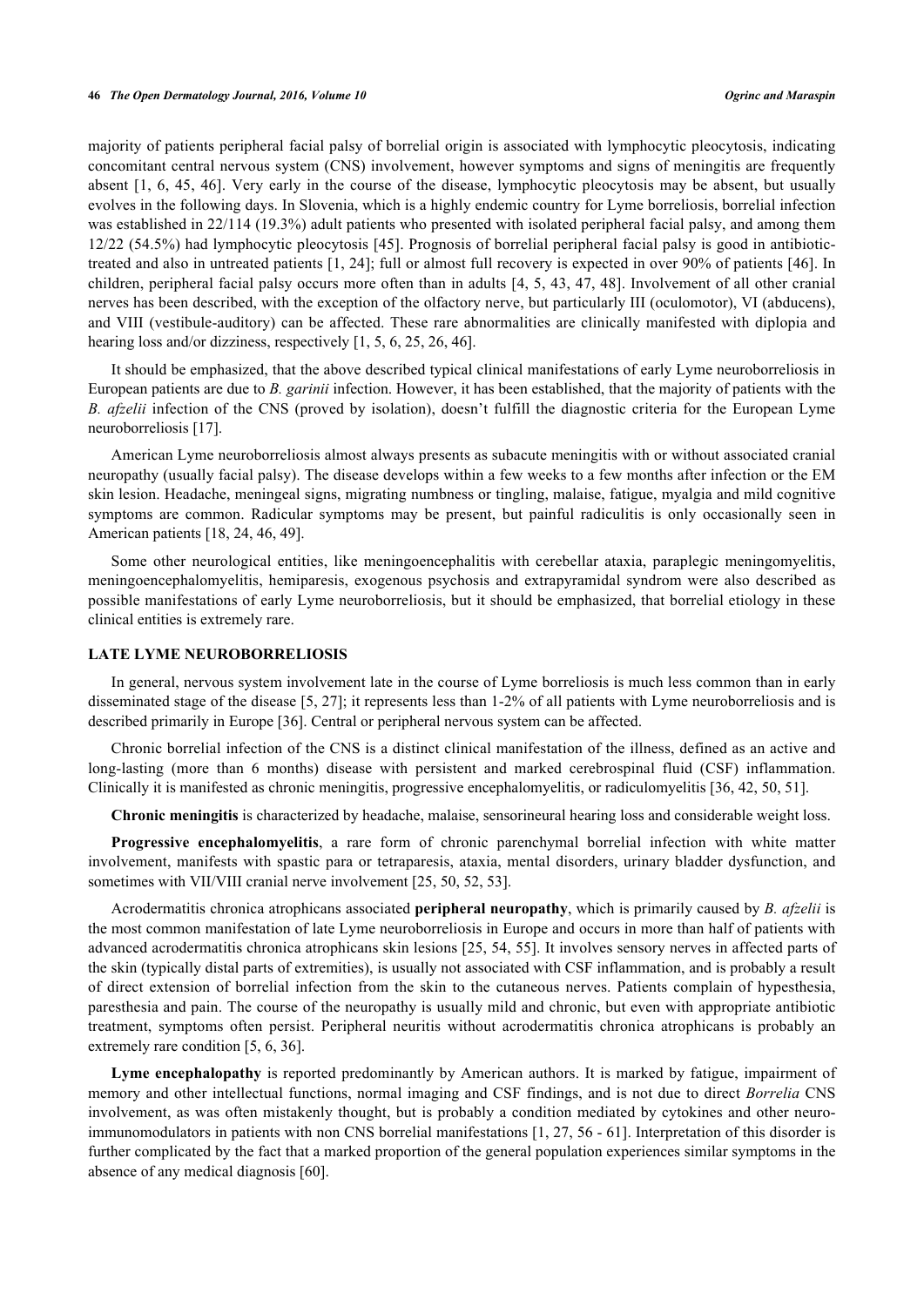majority of patients peripheral facial palsy of borrelial origin is associated with lymphocytic pleocytosis, indicating concomitant central nervous system (CNS) involvement, however symptoms and signs of meningitis are frequently absent [1, 6, 45, 46]. Very early in the course of the disease, lymphocytic pleocytosis may be absent, but usually evolves in the following days. In Slovenia, which is a highly endemic country for Lyme borreliosis, borrelial infection was established in 22/114 (19.3%) adult patients who presented with isolated peripheral facial palsy, and among them 12/22 (54.5%) had lymphocytic pleocytosis [45]. Prognosis of borrelial peripheral facial palsy is good in antibiotic-treated and also in untreated patients [1, 24]; full or almost full recovery is expected in over 90% of patients [46]. In children, peripheral facial palsy occurs more often than in adults [4, 5, 43, 47, 48]. Involvement of all other cranial nerves has been described, with the exception of the olfactory nerve, but particularly III (oculomotor), VI (abducens), and VIII (vestibule-auditory) can be affected. These rare abnormalities are clinically manifested with diplopia and hearing loss and/or dizziness, respectively [1, 5, 6, 25, 26, 46].

It should be emphasized, that the above described typical clinical manifestations of early Lyme neuroborreliosis in European patients are due to *B. garinii* infection. However, it has been established, that the majority of patients with the *B. afzelii* infection of the CNS (proved by isolation), doesn't fulfill the diagnostic criteria for the European Lyme neuroborreliosis [17].

American Lyme neuroborreliosis almost always presents as subacute meningitis with or without associated cranial neuropathy (usually facial palsy). The disease develops within a few weeks to a few months after infection or the EM skin lesion. Headache, meningeal signs, migrating numbness or tingling, malaise, fatigue, myalgia and mild cognitive symptoms are common. Radicular symptoms may be present, but painful radiculitis is only occasionally seen in American patients [18, 24, 46, 49].

Some other neurological entities, like meningoencephalitis with cerebellar ataxia, paraplegic meningomyelitis, meningoencephalomyelitis, hemiparesis, exogenous psychosis and extrapyramidal syndrom were also described as possible manifestations of early Lyme neuroborreliosis, but it should be emphasized, that borrelial etiology in these clinical entities is extremely rare.

## LATE LYME NEUROBORRELIOSIS

In general, nervous system involvement late in the course of Lyme borreliosis is much less common than in early disseminated stage of the disease [5, 27]; it represents less than 1-2% of all patients with Lyme neuroborreliosis and is described primarily in Europe [36]. Central or peripheral nervous system can be affected.

Chronic borrelial infection of the CNS is a distinct clinical manifestation of the illness, defined as an active and long-lasting (more than 6 months) disease with persistent and marked cerebrospinal fluid (CSF) inflammation. Clinically it is manifested as chronic meningitis, progressive encephalomyelitis, or radiculomyelitis [36, 42, 50, 51].

**Chronic meningitis** is characterized by headache, malaise, sensorineural hearing loss and considerable weight loss.

**Progressive encephalomyelitis**, a rare form of chronic parenchymal borrelial infection with white matter involvement, manifests with spastic para or tetraparesis, ataxia, mental disorders, urinary bladder dysfunction, and sometimes with VII/VIII cranial nerve involvement [25, 50, 52, 53].

Acrodermatitis chronica atrophicans associated **peripheral neuropathy**, which is primarily caused by *B. afzelii* is the most common manifestation of late Lyme neuroborreliosis in Europe and occurs in more than half of patients with advanced acrodermatitis chronica atrophicans skin lesions [25, 54, 55]. It involves sensory nerves in affected parts of the skin (typically distal parts of extremities), is usually not associated with CSF inflammation, and is probably a result of direct extension of borrelial infection from the skin to the cutaneous nerves. Patients complain of hypesthesia, paresthesia and pain. The course of the neuropathy is usually mild and chronic, but even with appropriate antibiotic treatment, symptoms often persist. Peripheral neuritis without acrodermatitis chronica atrophicans is probably an extremely rare condition [5, 6, 36].

**Lyme encephalopathy** is reported predominantly by American authors. It is marked by fatigue, impairment of memory and other intellectual functions, normal imaging and CSF findings, and is not due to direct *Borrelia* CNS involvement, as was often mistakenly thought, but is probably a condition mediated by cytokines and other neuro-immunomodulators in patients with non CNS borrelial manifestations [1, 27, 56 - 61]. Interpretation of this disorder is further complicated by the fact that a marked proportion of the general population experiences similar symptoms in the absence of any medical diagnosis [60].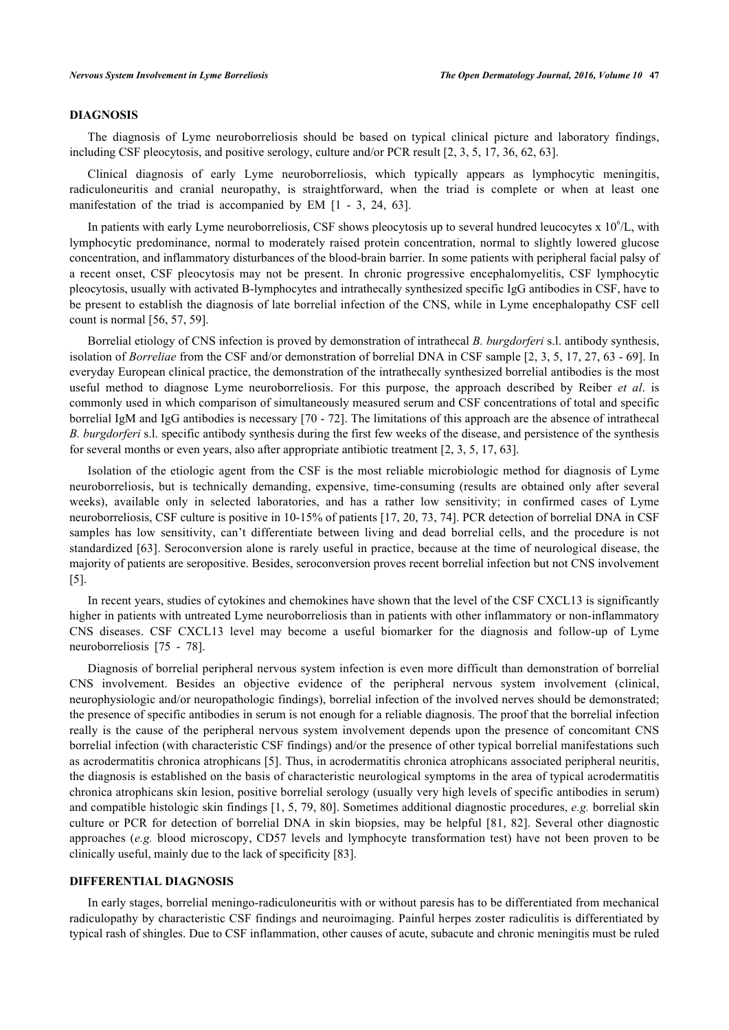## DIAGNOSIS

The diagnosis of Lyme neuroborreliosis should be based on typical clinical picture and laboratory findings, including CSF pleocytosis, and positive serology, culture and/or PCR result [2, 3, 5, 17, 36, 62, 63].

Clinical diagnosis of early Lyme neuroborreliosis, which typically appears as lymphocytic meningitis, radiculoneuritis and cranial neuropathy, is straightforward, when the triad is complete or when at least one manifestation of the triad is accompanied by EM [1 - 3, 24, 63].

In patients with early Lyme neuroborreliosis, CSF shows pleocytosis up to several hundred leucocytes x $10^6$/L, with lymphocytic predominance, normal to moderately raised protein concentration, normal to slightly lowered glucose concentration, and inflammatory disturbances of the blood-brain barrier. In some patients with peripheral facial palsy of a recent onset, CSF pleocytosis may not be present. In chronic progressive encephalomyelitis, CSF lymphocytic pleocytosis, usually with activated B-lymphocytes and intrathecally synthesized specific IgG antibodies in CSF, have to be present to establish the diagnosis of late borrelial infection of the CNS, while in Lyme encephalopathy CSF cell count is normal [56, 57, 59].

Borrelial etiology of CNS infection is proved by demonstration of intrathecal *B. burgdorferi* s.l. antibody synthesis, isolation of *Borreliae* from the CSF and/or demonstration of borrelial DNA in CSF sample [2, 3, 5, 17, 27, 63 - 69]. In everyday European clinical practice, the demonstration of the intrathecally synthesized borrelial antibodies is the most useful method to diagnose Lyme neuroborreliosis. For this purpose, the approach described by Reiber *et al*. is commonly used in which comparison of simultaneously measured serum and CSF concentrations of total and specific borrelial IgM and IgG antibodies is necessary [70 - 72]. The limitations of this approach are the absence of intrathecal *B. burgdorferi* s.l. specific antibody synthesis during the first few weeks of the disease, and persistence of the synthesis for several months or even years, also after appropriate antibiotic treatment [2, 3, 5, 17, 63].

Isolation of the etiologic agent from the CSF is the most reliable microbiologic method for diagnosis of Lyme neuroborreliosis, but is technically demanding, expensive, time-consuming (results are obtained only after several weeks), available only in selected laboratories, and has a rather low sensitivity; in confirmed cases of Lyme neuroborreliosis, CSF culture is positive in 10-15% of patients [17, 20, 73, 74]. PCR detection of borrelial DNA in CSF samples has low sensitivity, can't differentiate between living and dead borrelial cells, and the procedure is not standardized [63]. Seroconversion alone is rarely useful in practice, because at the time of neurological disease, the majority of patients are seropositive. Besides, seroconversion proves recent borrelial infection but not CNS involvement [5].

In recent years, studies of cytokines and chemokines have shown that the level of the CSF CXCL13 is significantly higher in patients with untreated Lyme neuroborreliosis than in patients with other inflammatory or non-inflammatory CNS diseases. CSF CXCL13 level may become a useful biomarker for the diagnosis and follow-up of Lyme neuroborreliosis [75 - 78].

Diagnosis of borrelial peripheral nervous system infection is even more difficult than demonstration of borrelial CNS involvement. Besides an objective evidence of the peripheral nervous system involvement (clinical, neurophysiologic and/or neuropathologic findings), borrelial infection of the involved nerves should be demonstrated; the presence of specific antibodies in serum is not enough for a reliable diagnosis. The proof that the borrelial infection really is the cause of the peripheral nervous system involvement depends upon the presence of concomitant CNS borrelial infection (with characteristic CSF findings) and/or the presence of other typical borrelial manifestations such as acrodermatitis chronica atrophicans [5]. Thus, in acrodermatitis chronica atrophicans associated peripheral neuritis, the diagnosis is established on the basis of characteristic neurological symptoms in the area of typical acrodermatitis chronica atrophicans skin lesion, positive borrelial serology (usually very high levels of specific antibodies in serum) and compatible histologic skin findings [1, 5, 79, 80]. Sometimes additional diagnostic procedures, *e.g.* borrelial skin culture or PCR for detection of borrelial DNA in skin biopsies, may be helpful [81, 82]. Several other diagnostic approaches (*e.g.* blood microscopy, CD57 levels and lymphocyte transformation test) have not been proven to be clinically useful, mainly due to the lack of specificity [83].

## DIFFERENTIAL DIAGNOSIS

In early stages, borrelial meningo-radiculoneuritis with or without paresis has to be differentiated from mechanical radiculopathy by characteristic CSF findings and neuroimaging. Painful herpes zoster radiculitis is differentiated by typical rash of shingles. Due to CSF inflammation, other causes of acute, subacute and chronic meningitis must be ruled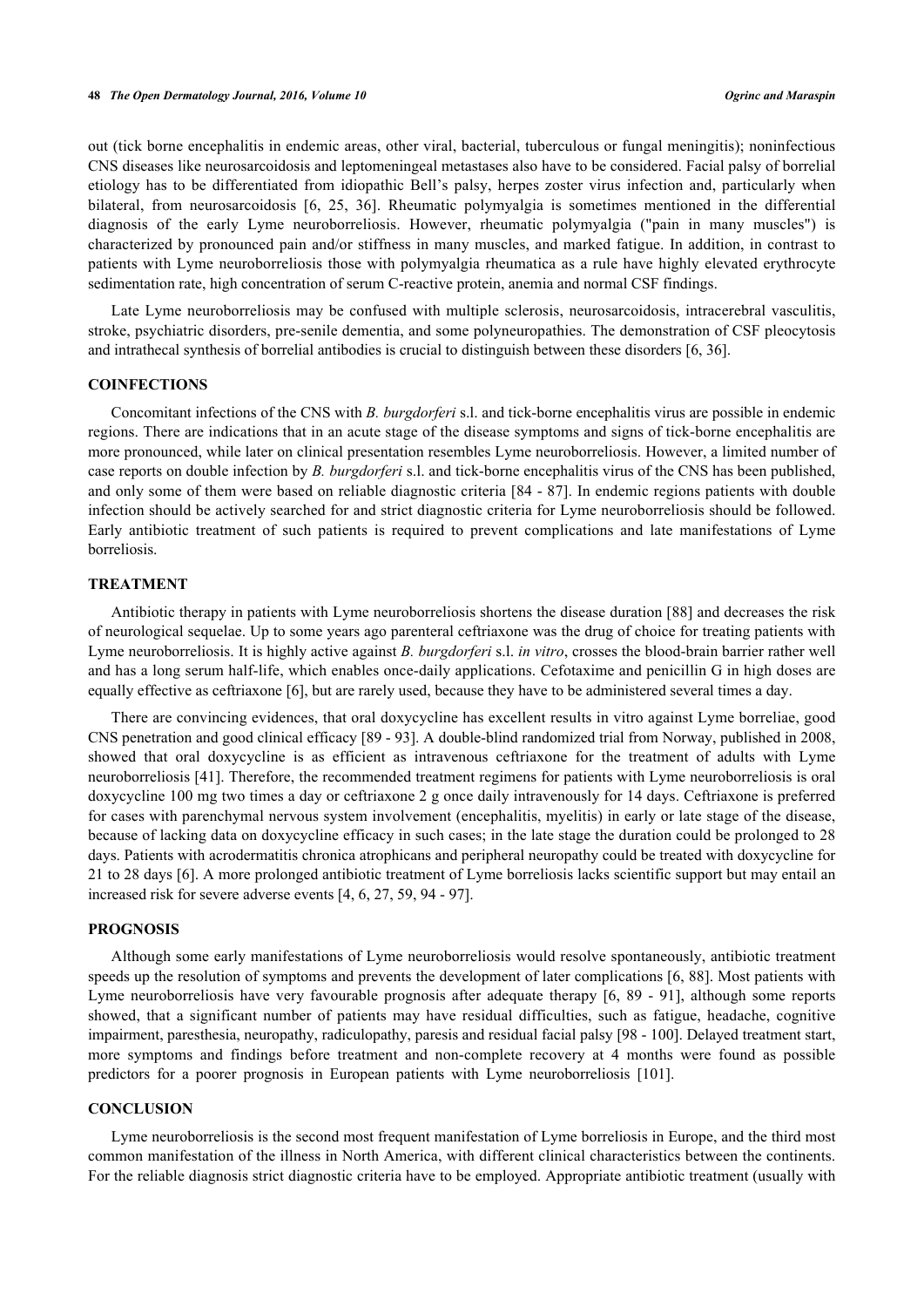out (tick borne encephalitis in endemic areas, other viral, bacterial, tuberculous or fungal meningitis); noninfectious CNS diseases like neurosarcoidosis and leptomeningeal metastases also have to be considered. Facial palsy of borrelial etiology has to be differentiated from idiopathic Bell's palsy, herpes zoster virus infection and, particularly when bilateral, from neurosarcoidosis [6, 25, 36]. Rheumatic polymyalgia is sometimes mentioned in the differential diagnosis of the early Lyme neuroborreliosis. However, rheumatic polymyalgia ("pain in many muscles") is characterized by pronounced pain and/or stiffness in many muscles, and marked fatigue. In addition, in contrast to patients with Lyme neuroborreliosis those with polymyalgia rheumatica as a rule have highly elevated erythrocyte sedimentation rate, high concentration of serum C-reactive protein, anemia and normal CSF findings.

Late Lyme neuroborreliosis may be confused with multiple sclerosis, neurosarcoidosis, intracerebral vasculitis, stroke, psychiatric disorders, pre-senile dementia, and some polyneuropathies. The demonstration of CSF pleocytosis and intrathecal synthesis of borrelial antibodies is crucial to distinguish between these disorders [6, 36].

## COINFECTIONS

Concomitant infections of the CNS with *B. burgdorferi* s.l. and tick-borne encephalitis virus are possible in endemic regions. There are indications that in an acute stage of the disease symptoms and signs of tick-borne encephalitis are more pronounced, while later on clinical presentation resembles Lyme neuroborreliosis. However, a limited number of case reports on double infection by *B. burgdorferi* s.l. and tick-borne encephalitis virus of the CNS has been published, and only some of them were based on reliable diagnostic criteria [84 - 87]. In endemic regions patients with double infection should be actively searched for and strict diagnostic criteria for Lyme neuroborreliosis should be followed. Early antibiotic treatment of such patients is required to prevent complications and late manifestations of Lyme borreliosis.

## TREATMENT

Antibiotic therapy in patients with Lyme neuroborreliosis shortens the disease duration [88] and decreases the risk of neurological sequelae. Up to some years ago parenteral ceftriaxone was the drug of choice for treating patients with Lyme neuroborreliosis. It is highly active against *B. burgdorferi* s.l. *in vitro*, crosses the blood-brain barrier rather well and has a long serum half-life, which enables once-daily applications. Cefotaxime and penicillin G in high doses are equally effective as ceftriaxone [6], but are rarely used, because they have to be administered several times a day.

There are convincing evidences, that oral doxycycline has excellent results in vitro against Lyme borreliae, good CNS penetration and good clinical efficacy [89 - 93]. A double-blind randomized trial from Norway, published in 2008, showed that oral doxycycline is as efficient as intravenous ceftriaxone for the treatment of adults with Lyme neuroborreliosis [41]. Therefore, the recommended treatment regimens for patients with Lyme neuroborreliosis is oral doxycycline 100 mg two times a day or ceftriaxone 2 g once daily intravenously for 14 days. Ceftriaxone is preferred for cases with parenchymal nervous system involvement (encephalitis, myelitis) in early or late stage of the disease, because of lacking data on doxycycline efficacy in such cases; in the late stage the duration could be prolonged to 28 days. Patients with acrodermatitis chronica atrophicans and peripheral neuropathy could be treated with doxycycline for 21 to 28 days [6]. A more prolonged antibiotic treatment of Lyme borreliosis lacks scientific support but may entail an increased risk for severe adverse events [4, 6, 27, 59, 94 - 97].

## PROGNOSIS

Although some early manifestations of Lyme neuroborreliosis would resolve spontaneously, antibiotic treatment speeds up the resolution of symptoms and prevents the development of later complications [6, 88]. Most patients with Lyme neuroborreliosis have very favourable prognosis after adequate therapy [6, 89 - 91], although some reports showed, that a significant number of patients may have residual difficulties, such as fatigue, headache, cognitive impairment, paresthesia, neuropathy, radiculopathy, paresis and residual facial palsy [98 - 100]. Delayed treatment start, more symptoms and findings before treatment and non-complete recovery at 4 months were found as possible predictors for a poorer prognosis in European patients with Lyme neuroborreliosis [101].

## CONCLUSION

Lyme neuroborreliosis is the second most frequent manifestation of Lyme borreliosis in Europe, and the third most common manifestation of the illness in North America, with different clinical characteristics between the continents. For the reliable diagnosis strict diagnostic criteria have to be employed. Appropriate antibiotic treatment (usually with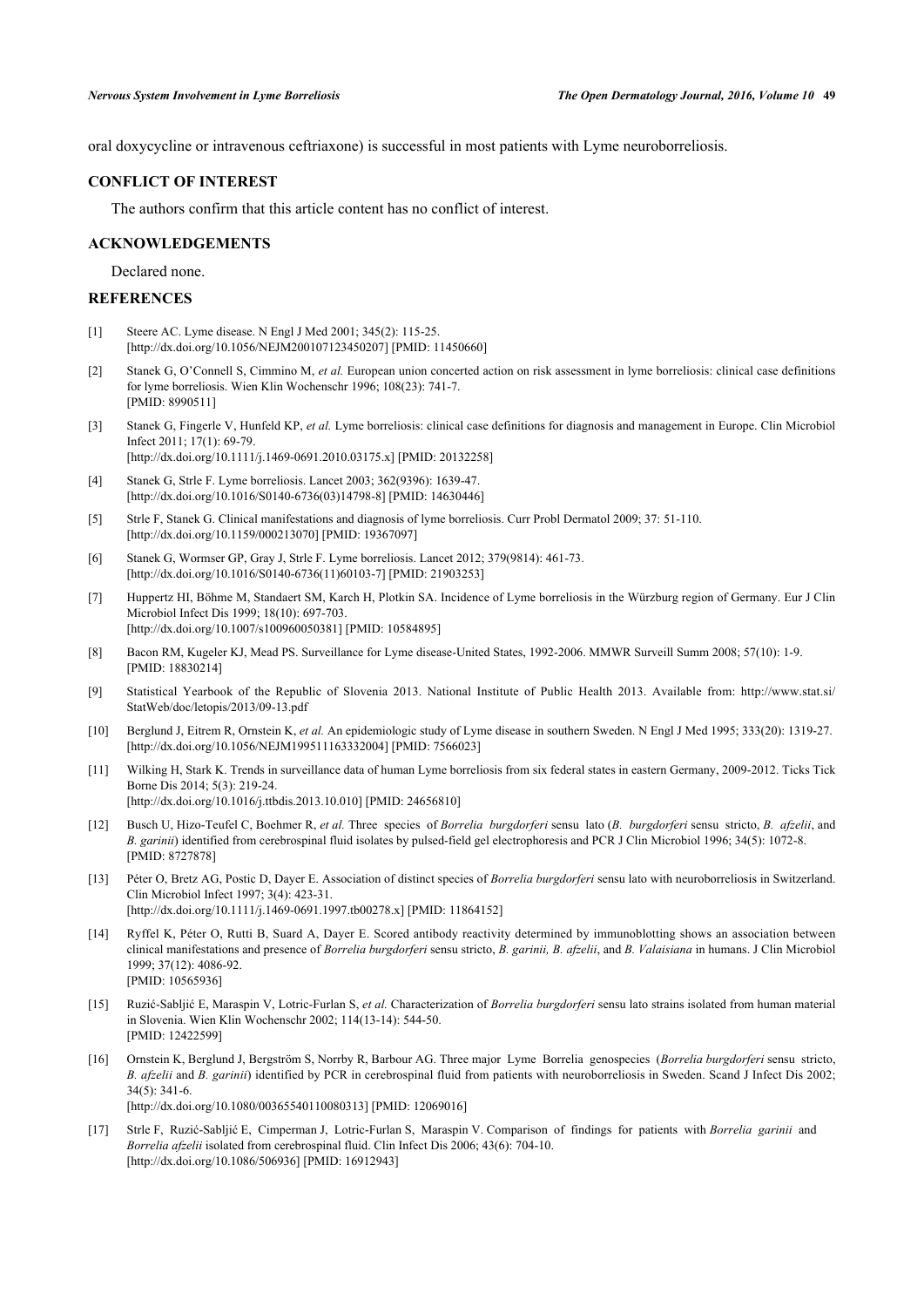oral doxycycline or intravenous ceftriaxone) is successful in most patients with Lyme neuroborreliosis.

## CONFLICT OF INTEREST

The authors confirm that this article content has no conflict of interest.

## ACKNOWLEDGEMENTS

Declared none.

## REFERENCES

[1] Steere AC. Lyme disease. N Engl J Med 2001; 345(2): 115-25. [http://dx.doi.org/10.1056/NEJM200107123450207] [PMID: 11450660]

[2] Stanek G, O'Connell S, Cimmino M, *et al.* European union concerted action on risk assessment in lyme borreliosis: clinical case definitions for lyme borreliosis. Wien Klin Wochenschr 1996; 108(23): 741-7. [PMID: 8990511]

[3] Stanek G, Fingerle V, Hunfeld KP, *et al.* Lyme borreliosis: clinical case definitions for diagnosis and management in Europe. Clin Microbiol Infect 2011; 17(1): 69-79. [http://dx.doi.org/10.1111/j.1469-0691.2010.03175.x] [PMID: 20132258]

[4] Stanek G, Strle F. Lyme borreliosis. Lancet 2003; 362(9396): 1639-47. [http://dx.doi.org/10.1016/S0140-6736(03)14798-8] [PMID: 14630446]

[5] Strle F, Stanek G. Clinical manifestations and diagnosis of lyme borreliosis. Curr Probl Dermatol 2009; 37: 51-110. [http://dx.doi.org/10.1159/000213070] [PMID: 19367097]

[6] Stanek G, Wormser GP, Gray J, Strle F. Lyme borreliosis. Lancet 2012; 379(9814): 461-73. [http://dx.doi.org/10.1016/S0140-6736(11)60103-7] [PMID: 21903253]

[7] Huppertz HI, Böhme M, Standaert SM, Karch H, Plotkin SA. Incidence of Lyme borreliosis in the Würzburg region of Germany. Eur J Clin Microbiol Infect Dis 1999; 18(10): 697-703. [http://dx.doi.org/10.1007/s100960050381] [PMID: 10584895]

[8] Bacon RM, Kugeler KJ, Mead PS. Surveillance for Lyme disease-United States, 1992-2006. MMWR Surveill Summ 2008; 57(10): 1-9. [PMID: 18830214]

[9] Statistical Yearbook of the Republic of Slovenia 2013. National Institute of Public Health 2013. Available from: http://www.stat.si/StatWeb/doc/letopis/2013/09-13.pdf

[10] Berglund J, Eitrem R, Ornstein K, *et al.* An epidemiologic study of Lyme disease in southern Sweden. N Engl J Med 1995; 333(20): 1319-27. [http://dx.doi.org/10.1056/NEJM199511163332004] [PMID: 7566023]

[11] Wilking H, Stark K. Trends in surveillance data of human Lyme borreliosis from six federal states in eastern Germany, 2009-2012. Ticks Tick Borne Dis 2014; 5(3): 219-24. [http://dx.doi.org/10.1016/j.ttbdis.2013.10.010] [PMID: 24656810]

[12] Busch U, Hizo-Teufel C, Boehmer R, *et al.* Three species of *Borrelia burgdorferi* sensu lato (*B. burgdorferi* sensu stricto, *B. afzelii*, and *B. garinii*) identified from cerebrospinal fluid isolates by pulsed-field gel electrophoresis and PCR J Clin Microbiol 1996; 34(5): 1072-8. [PMID: 8727878]

[13] Péter O, Bretz AG, Postic D, Dayer E. Association of distinct species of *Borrelia burgdorferi* sensu lato with neuroborreliosis in Switzerland. Clin Microbiol Infect 1997; 3(4): 423-31. [http://dx.doi.org/10.1111/j.1469-0691.1997.tb00278.x] [PMID: 11864152]

[14] Ryffel K, Péter O, Rutti B, Suard A, Dayer E. Scored antibody reactivity determined by immunoblotting shows an association between clinical manifestations and presence of *Borrelia burgdorferi* sensu stricto, *B. garinii, B. afzelii*, and *B. Valaisiana* in humans. J Clin Microbiol 1999; 37(12): 4086-92. [PMID: 10565936]

[15] Ruzić-Sabljić E, Maraspin V, Lotric-Furlan S, *et al.* Characterization of *Borrelia burgdorferi* sensu lato strains isolated from human material in Slovenia. Wien Klin Wochenschr 2002; 114(13-14): 544-50. [PMID: 12422599]

[16] Ornstein K, Berglund J, Bergström S, Norrby R, Barbour AG. Three major Lyme Borrelia genospecies (*Borrelia burgdorferi* sensu stricto, *B. afzelii* and *B. garinii*) identified by PCR in cerebrospinal fluid from patients with neuroborreliosis in Sweden. Scand J Infect Dis 2002; 34(5): 341-6. [http://dx.doi.org/10.1080/00365540110080313] [PMID: 12069016]

[17] Strle F, Ruzić-Sabljić E, Cimperman J, Lotric-Furlan S, Maraspin V. Comparison of findings for patients with *Borrelia garinii* and *Borrelia afzelii* isolated from cerebrospinal fluid. Clin Infect Dis 2006; 43(6): 704-10. [http://dx.doi.org/10.1086/506936] [PMID: 16912943]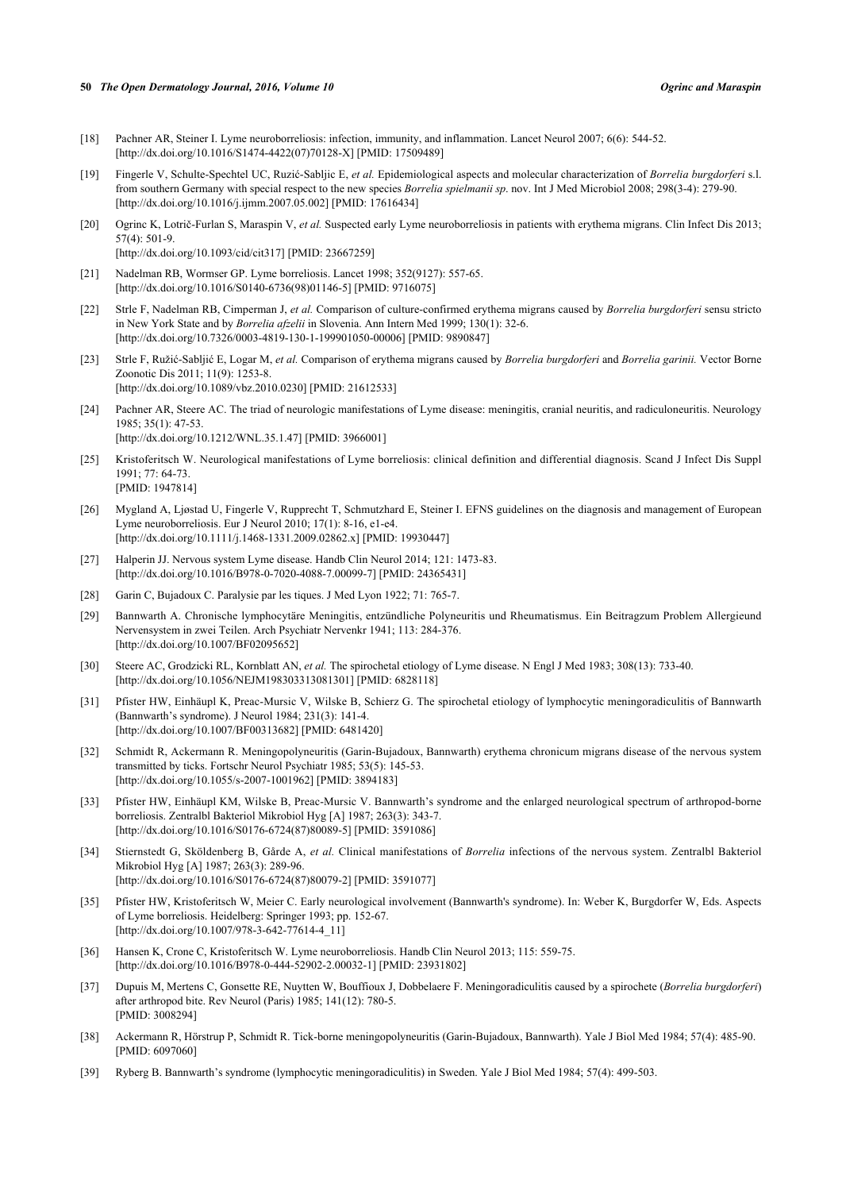[18] Pachner AR, Steiner I. Lyme neuroborreliosis: infection, immunity, and inflammation. Lancet Neurol 2007; 6(6): 544-52. [http://dx.doi.org/10.1016/S1474-4422(07)70128-X] [PMID: 17509489]

[19] Fingerle V, Schulte-Spechtel UC, Ruzić-Sabljic E, *et al.* Epidemiological aspects and molecular characterization of *Borrelia burgdorferi* s.l. from southern Germany with special respect to the new species *Borrelia spielmanii sp.* nov. Int J Med Microbiol 2008; 298(3-4): 279-90. [http://dx.doi.org/10.1016/j.ijmm.2007.05.002] [PMID: 17616434]

[20] Ogrinc K, Lotrič-Furlan S, Maraspin V, *et al.* Suspected early Lyme neuroborreliosis in patients with erythema migrans. Clin Infect Dis 2013; 57(4): 501-9. [http://dx.doi.org/10.1093/cid/cit317] [PMID: 23667259]

[21] Nadelman RB, Wormser GP. Lyme borreliosis. Lancet 1998; 352(9127): 557-65. [http://dx.doi.org/10.1016/S0140-6736(98)01146-5] [PMID: 9716075]

[22] Strle F, Nadelman RB, Cimperman J, *et al.* Comparison of culture-confirmed erythema migrans caused by *Borrelia burgdorferi* sensu stricto in New York State and by *Borrelia afzelii* in Slovenia. Ann Intern Med 1999; 130(1): 32-6. [http://dx.doi.org/10.7326/0003-4819-130-1-199901050-00006] [PMID: 9890847]

[23] Strle F, Ružić-Sabljić E, Logar M, *et al.* Comparison of erythema migrans caused by *Borrelia burgdorferi* and *Borrelia garinii.* Vector Borne Zoonotic Dis 2011; 11(9): 1253-8. [http://dx.doi.org/10.1089/vbz.2010.0230] [PMID: 21612533]

[24] Pachner AR, Steere AC. The triad of neurologic manifestations of Lyme disease: meningitis, cranial neuritis, and radiculoneuritis. Neurology 1985; 35(1): 47-53. [http://dx.doi.org/10.1212/WNL.35.1.47] [PMID: 3966001]

[25] Kristoferitsch W. Neurological manifestations of Lyme borreliosis: clinical definition and differential diagnosis. Scand J Infect Dis Suppl 1991; 77: 64-73. [PMID: 1947814]

[26] Mygland A, Ljøstad U, Fingerle V, Rupprecht T, Schmutzhard E, Steiner I. EFNS guidelines on the diagnosis and management of European Lyme neuroborreliosis. Eur J Neurol 2010; 17(1): 8-16, e1-e4. [http://dx.doi.org/10.1111/j.1468-1331.2009.02862.x] [PMID: 19930447]

[27] Halperin JJ. Nervous system Lyme disease. Handb Clin Neurol 2014; 121: 1473-83. [http://dx.doi.org/10.1016/B978-0-7020-4088-7.00099-7] [PMID: 24365431]

[28] Garin C, Bujadoux C. Paralysie par les tiques. J Med Lyon 1922; 71: 765-7.

[29] Bannwarth A. Chronische lymphocytäre Meningitis, entzündliche Polyneuritis und Rheumatismus. Ein Beitragzum Problem Allergieund Nervensystem in zwei Teilen. Arch Psychiatr Nervenkr 1941; 113: 284-376. [http://dx.doi.org/10.1007/BF02095652]

[30] Steere AC, Grodzicki RL, Kornblatt AN, *et al.* The spirochetal etiology of Lyme disease. N Engl J Med 1983; 308(13): 733-40. [http://dx.doi.org/10.1056/NEJM198303313081301] [PMID: 6828118]

[31] Pfister HW, Einhäupl K, Preac-Mursic V, Wilske B, Schierz G. The spirochetal etiology of lymphocytic meningoradiculitis of Bannwarth (Bannwarth's syndrome). J Neurol 1984; 231(3): 141-4. [http://dx.doi.org/10.1007/BF00313682] [PMID: 6481420]

[32] Schmidt R, Ackermann R. Meningopolyneuritis (Garin-Bujadoux, Bannwarth) erythema chronicum migrans disease of the nervous system transmitted by ticks. Fortschr Neurol Psychiatr 1985; 53(5): 145-53. [http://dx.doi.org/10.1055/s-2007-1001962] [PMID: 3894183]

[33] Pfister HW, Einhäupl KM, Wilske B, Preac-Mursic V. Bannwarth's syndrome and the enlarged neurological spectrum of arthropod-borne borreliosis. Zentralbl Bakteriol Mikrobiol Hyg [A] 1987; 263(3): 343-7. [http://dx.doi.org/10.1016/S0176-6724(87)80089-5] [PMID: 3591086]

[34] Stiernstedt G, Sköldenberg B, Gårde A, *et al.* Clinical manifestations of *Borrelia* infections of the nervous system. Zentralbl Bakteriol Mikrobiol Hyg [A] 1987; 263(3): 289-96. [http://dx.doi.org/10.1016/S0176-6724(87)80079-2] [PMID: 3591077]

[35] Pfister HW, Kristoferitsch W, Meier C. Early neurological involvement (Bannwarth's syndrome). In: Weber K, Burgdorfer W, Eds. Aspects of Lyme borreliosis. Heidelberg: Springer 1993; pp. 152-67. [http://dx.doi.org/10.1007/978-3-642-77614-4_11]

[36] Hansen K, Crone C, Kristoferitsch W. Lyme neuroborreliosis. Handb Clin Neurol 2013; 115: 559-75. [http://dx.doi.org/10.1016/B978-0-444-52902-2.00032-1] [PMID: 23931802]

[37] Dupuis M, Mertens C, Gonsette RE, Nuytten W, Bouffioux J, Dobbelaere F. Meningoradiculitis caused by a spirochete (*Borrelia burgdorferi*) after arthropod bite. Rev Neurol (Paris) 1985; 141(12): 780-5. [PMID: 3008294]

[38] Ackermann R, Hörstrup P, Schmidt R. Tick-borne meningopolyneuritis (Garin-Bujadoux, Bannwarth). Yale J Biol Med 1984; 57(4): 485-90. [PMID: 6097060]

[39] Ryberg B. Bannwarth's syndrome (lymphocytic meningoradiculitis) in Sweden. Yale J Biol Med 1984; 57(4): 499-503.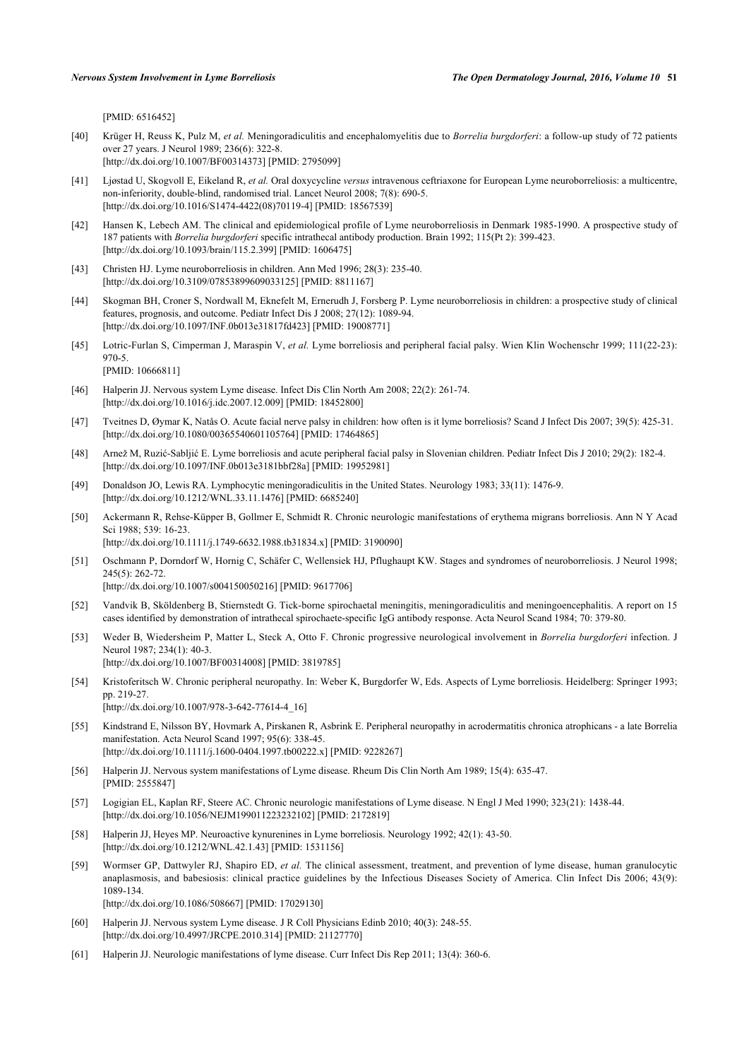[PMID: 6516452]

[40] Krüger H, Reuss K, Pulz M, *et al.* Meningoradiculitis and encephalomyelitis due to *Borrelia burgdorferi*: a follow-up study of 72 patients over 27 years. J Neurol 1989; 236(6): 322-8.
[http://dx.doi.org/10.1007/BF00314373] [PMID: 2795099]

[41] Ljøstad U, Skogvoll E, Eikeland R, *et al.* Oral doxycycline *versus* intravenous ceftriaxone for European Lyme neuroborreliosis: a multicentre, non-inferiority, double-blind, randomised trial. Lancet Neurol 2008; 7(8): 690-5.
[http://dx.doi.org/10.1016/S1474-4422(08)70119-4] [PMID: 18567539]

[42] Hansen K, Lebech AM. The clinical and epidemiological profile of Lyme neuroborreliosis in Denmark 1985-1990. A prospective study of 187 patients with *Borrelia burgdorferi* specific intrathecal antibody production. Brain 1992; 115(Pt 2): 399-423.
[http://dx.doi.org/10.1093/brain/115.2.399] [PMID: 1606475]

[43] Christen HJ. Lyme neuroborreliosis in children. Ann Med 1996; 28(3): 235-40.
[http://dx.doi.org/10.3109/07853899609033125] [PMID: 8811167]

[44] Skogman BH, Croner S, Nordwall M, Eknefelt M, Ernerudh J, Forsberg P. Lyme neuroborreliosis in children: a prospective study of clinical features, prognosis, and outcome. Pediatr Infect Dis J 2008; 27(12): 1089-94.
[http://dx.doi.org/10.1097/INF.0b013e31817fd423] [PMID: 19008771]

[45] Lotric-Furlan S, Cimperman J, Maraspin V, *et al.* Lyme borreliosis and peripheral facial palsy. Wien Klin Wochenschr 1999; 111(22-23): 970-5.
[PMID: 10666811]

[46] Halperin JJ. Nervous system Lyme disease. Infect Dis Clin North Am 2008; 22(2): 261-74.
[http://dx.doi.org/10.1016/j.idc.2007.12.009] [PMID: 18452800]

[47] Tveitnes D, Øymar K, Natås O. Acute facial nerve palsy in children: how often is it lyme borreliosis? Scand J Infect Dis 2007; 39(5): 425-31.
[http://dx.doi.org/10.1080/00365540601105764] [PMID: 17464865]

[48] Arnež M, Ružić-Sabljić E. Lyme borreliosis and acute peripheral facial palsy in Slovenian children. Pediatr Infect Dis J 2010; 29(2): 182-4.
[http://dx.doi.org/10.1097/INF.0b013e3181bbf28a] [PMID: 19952981]

[49] Donaldson JO, Lewis RA. Lymphocytic meningoradiculitis in the United States. Neurology 1983; 33(11): 1476-9.
[http://dx.doi.org/10.1212/WNL.33.11.1476] [PMID: 6685240]

[50] Ackermann R, Rehse-Küpper B, Gollmer E, Schmidt R. Chronic neurologic manifestations of erythema migrans borreliosis. Ann N Y Acad Sci 1988; 539: 16-23.
[http://dx.doi.org/10.1111/j.1749-6632.1988.tb31834.x] [PMID: 3190090]

[51] Oschmann P, Dorndorf W, Hornig C, Schäfer C, Wellensiek HJ, Pflughaupt KW. Stages and syndromes of neuroborreliosis. J Neurol 1998; 245(5): 262-72.
[http://dx.doi.org/10.1007/s004150050216] [PMID: 9617706]

[52] Vandvik B, Sköldenberg B, Stiernstedt G. Tick-borne spirochaetal meningitis, meningoradiculitis and meningoencephalitis. A report on 15 cases identified by demonstration of intrathecal spirochaete-specific IgG antibody response. Acta Neurol Scand 1984; 70: 379-80.

[53] Weder B, Wiedersheim P, Matter L, Steck A, Otto F. Chronic progressive neurological involvement in *Borrelia burgdorferi* infection. J Neurol 1987; 234(1): 40-3.
[http://dx.doi.org/10.1007/BF00314008] [PMID: 3819785]

[54] Kristoferitsch W. Chronic peripheral neuropathy. In: Weber K, Burgdorfer W, Eds. Aspects of Lyme borreliosis. Heidelberg: Springer 1993; pp. 219-27.
[http://dx.doi.org/10.1007/978-3-642-77614-4_16]

[55] Kindstrand E, Nilsson BY, Hovmark A, Pirskanen R, Asbrink E. Peripheral neuropathy in acrodermatitis chronica atrophicans - a late Borrelia manifestation. Acta Neurol Scand 1997; 95(6): 338-45.
[http://dx.doi.org/10.1111/j.1600-0404.1997.tb00222.x] [PMID: 9228267]

[56] Halperin JJ. Nervous system manifestations of Lyme disease. Rheum Dis Clin North Am 1989; 15(4): 635-47.
[PMID: 2555847]

[57] Logigian EL, Kaplan RF, Steere AC. Chronic neurologic manifestations of Lyme disease. N Engl J Med 1990; 323(21): 1438-44.
[http://dx.doi.org/10.1056/NEJM199011223232102] [PMID: 2172819]

[58] Halperin JJ, Heyes MP. Neuroactive kynurenines in Lyme borreliosis. Neurology 1992; 42(1): 43-50.
[http://dx.doi.org/10.1212/WNL.42.1.43] [PMID: 1531156]

[59] Wormser GP, Dattwyler RJ, Shapiro ED, *et al.* The clinical assessment, treatment, and prevention of lyme disease, human granulocytic anaplasmosis, and babesiosis: clinical practice guidelines by the Infectious Diseases Society of America. Clin Infect Dis 2006; 43(9): 1089-134.
[http://dx.doi.org/10.1086/508667] [PMID: 17029130]

[60] Halperin JJ. Nervous system Lyme disease. J R Coll Physicians Edinb 2010; 40(3): 248-55.
[http://dx.doi.org/10.4997/JRCPE.2010.314] [PMID: 21127770]

[61] Halperin JJ. Neurologic manifestations of lyme disease. Curr Infect Dis Rep 2011; 13(4): 360-6.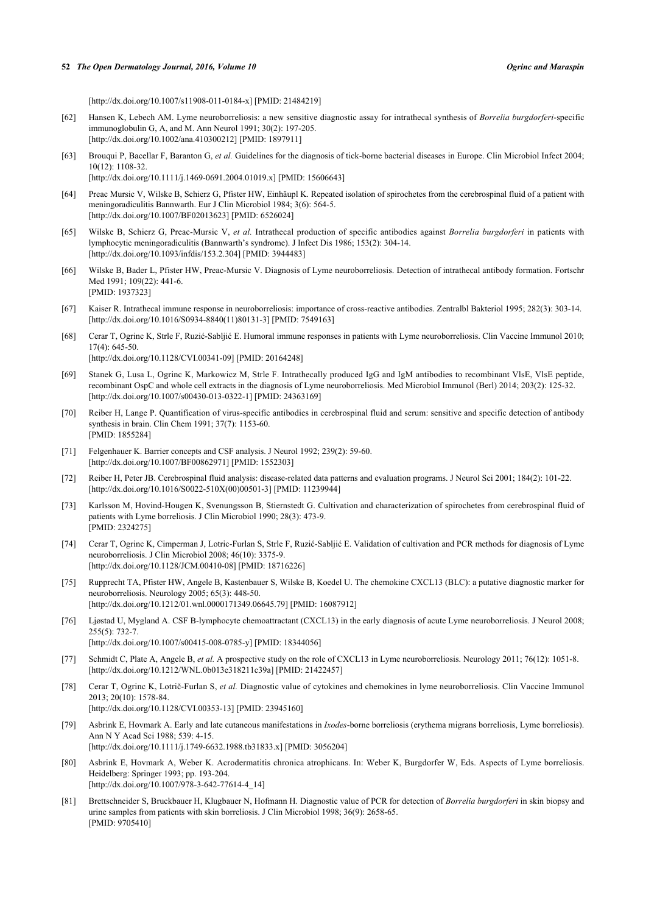[http://dx.doi.org/10.1007/s11908-011-0184-x] [PMID: 21484219]

[62] Hansen K, Lebech AM. Lyme neuroborreliosis: a new sensitive diagnostic assay for intrathecal synthesis of *Borrelia burgdorferi*-specific immunoglobulin G, A, and M. Ann Neurol 1991; 30(2): 197-205.
[http://dx.doi.org/10.1002/ana.410300212] [PMID: 1897911]

[63] Brouqui P, Bacellar F, Baranton G, *et al.* Guidelines for the diagnosis of tick-borne bacterial diseases in Europe. Clin Microbiol Infect 2004; 10(12): 1108-32.
[http://dx.doi.org/10.1111/j.1469-0691.2004.01019.x] [PMID: 15606643]

[64] Preac Mursic V, Wilske B, Schierz G, Pfister HW, Einhäupl K. Repeated isolation of spirochetes from the cerebrospinal fluid of a patient with meningoradiculitis Bannwarth. Eur J Clin Microbiol 1984; 3(6): 564-5.
[http://dx.doi.org/10.1007/BF02013623] [PMID: 6526024]

[65] Wilske B, Schierz G, Preac-Mursic V, *et al.* Intrathecal production of specific antibodies against *Borrelia burgdorferi* in patients with lymphocytic meningoradiculitis (Bannwarth's syndrome). J Infect Dis 1986; 153(2): 304-14.
[http://dx.doi.org/10.1093/infdis/153.2.304] [PMID: 3944483]

[66] Wilske B, Bader L, Pfister HW, Preac-Mursic V. Diagnosis of Lyme neuroborreliosis. Detection of intrathecal antibody formation. Fortschr Med 1991; 109(22): 441-6.
[PMID: 1937323]

[67] Kaiser R. Intrathecal immune response in neuroborreliosis: importance of cross-reactive antibodies. Zentralbl Bakteriol 1995; 282(3): 303-14.
[http://dx.doi.org/10.1016/S0934-8840(11)80131-3] [PMID: 7549163]

[68] Cerar T, Ogrinc K, Strle F, Ruzić-Sabljić E. Humoral immune responses in patients with Lyme neuroborreliosis. Clin Vaccine Immunol 2010; 17(4): 645-50.
[http://dx.doi.org/10.1128/CVI.00341-09] [PMID: 20164248]

[69] Stanek G, Lusa L, Ogrinc K, Markowicz M, Strle F. Intrathecally produced IgG and IgM antibodies to recombinant VlsE, VlsE peptide, recombinant OspC and whole cell extracts in the diagnosis of Lyme neuroborreliosis. Med Microbiol Immunol (Berl) 2014; 203(2): 125-32.
[http://dx.doi.org/10.1007/s00430-013-0322-1] [PMID: 24363169]

[70] Reiber H, Lange P. Quantification of virus-specific antibodies in cerebrospinal fluid and serum: sensitive and specific detection of antibody synthesis in brain. Clin Chem 1991; 37(7): 1153-60.
[PMID: 1855284]

[71] Felgenhauer K. Barrier concepts and CSF analysis. J Neurol 1992; 239(2): 59-60.
[http://dx.doi.org/10.1007/BF00862971] [PMID: 1552303]

[72] Reiber H, Peter JB. Cerebrospinal fluid analysis: disease-related data patterns and evaluation programs. J Neurol Sci 2001; 184(2): 101-22.
[http://dx.doi.org/10.1016/S0022-510X(00)00501-3] [PMID: 11239944]

[73] Karlsson M, Hovind-Hougen K, Svenungsson B, Stiernstedt G. Cultivation and characterization of spirochetes from cerebrospinal fluid of patients with Lyme borreliosis. J Clin Microbiol 1990; 28(3): 473-9.
[PMID: 2324275]

[74] Cerar T, Ogrinc K, Cimperman J, Lotric-Furlan S, Strle F, Ruzić-Sabljić E. Validation of cultivation and PCR methods for diagnosis of Lyme neuroborreliosis. J Clin Microbiol 2008; 46(10): 3375-9.
[http://dx.doi.org/10.1128/JCM.00410-08] [PMID: 18716226]

[75] Rupprecht TA, Pfister HW, Angele B, Kastenbauer S, Wilske B, Koedel U. The chemokine CXCL13 (BLC): a putative diagnostic marker for neuroborreliosis. Neurology 2005; 65(3): 448-50.
[http://dx.doi.org/10.1212/01.wnl.0000171349.06645.79] [PMID: 16087912]

[76] Ljøstad U, Mygland A. CSF B-lymphocyte chemoattractant (CXCL13) in the early diagnosis of acute Lyme neuroborreliosis. J Neurol 2008; 255(5): 732-7.
[http://dx.doi.org/10.1007/s00415-008-0785-y] [PMID: 18344056]

[77] Schmidt C, Plate A, Angele B, *et al.* A prospective study on the role of CXCL13 in Lyme neuroborreliosis. Neurology 2011; 76(12): 1051-8.
[http://dx.doi.org/10.1212/WNL.0b013e318211c39a] [PMID: 21422457]

[78] Cerar T, Ogrinc K, Lotrič-Furlan S, *et al.* Diagnostic value of cytokines and chemokines in lyme neuroborreliosis. Clin Vaccine Immunol 2013; 20(10): 1578-84.
[http://dx.doi.org/10.1128/CVI.00353-13] [PMID: 23945160]

[79] Asbrink E, Hovmark A. Early and late cutaneous manifestations in *Ixodes*-borne borreliosis (erythema migrans borreliosis, Lyme borreliosis). Ann N Y Acad Sci 1988; 539: 4-15.
[http://dx.doi.org/10.1111/j.1749-6632.1988.tb31833.x] [PMID: 3056204]

[80] Asbrink E, Hovmark A, Weber K. Acrodermatitis chronica atrophicans. In: Weber K, Burgdorfer W, Eds. Aspects of Lyme borreliosis. Heidelberg: Springer 1993; pp. 193-204.
[http://dx.doi.org/10.1007/978-3-642-77614-4_14]

[81] Brettschneider S, Bruckbauer H, Klugbauer N, Hofmann H. Diagnostic value of PCR for detection of *Borrelia burgdorferi* in skin biopsy and urine samples from patients with skin borreliosis. J Clin Microbiol 1998; 36(9): 2658-65.
[PMID: 9705410]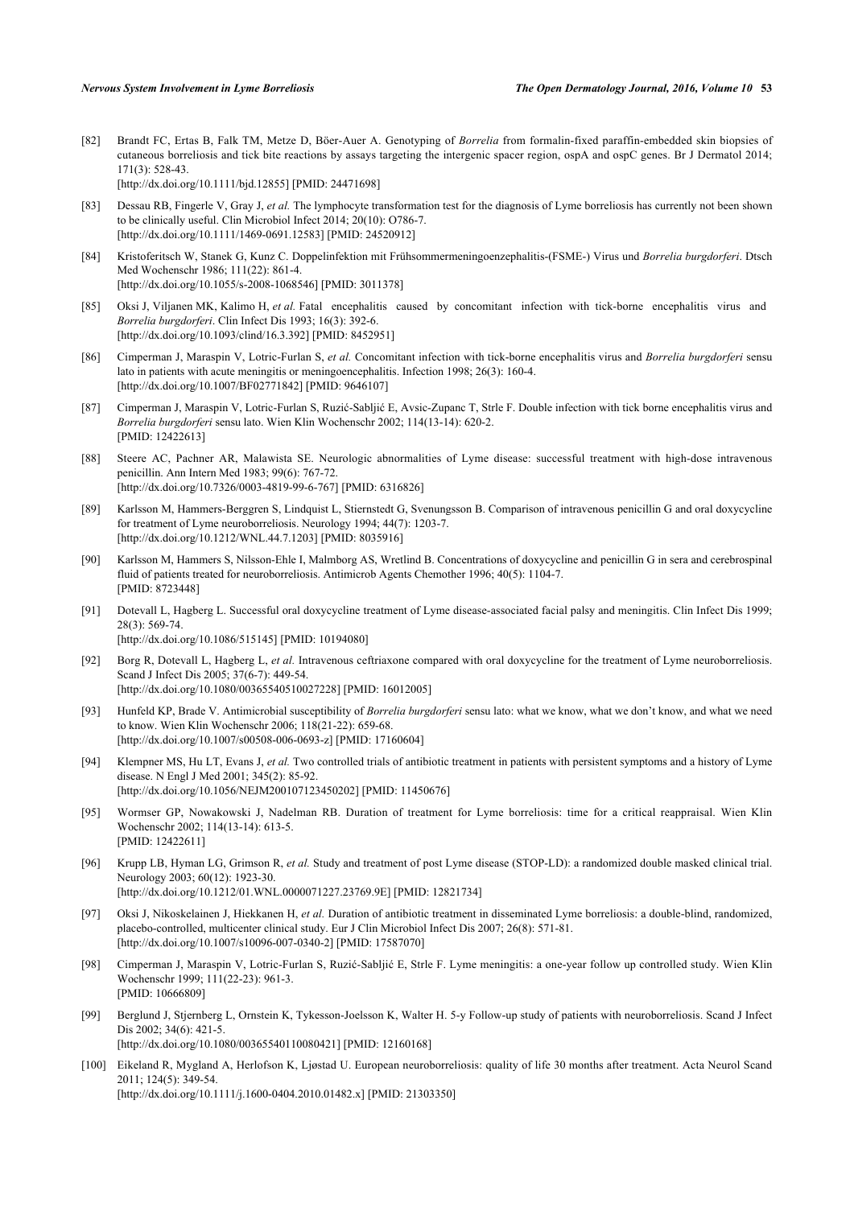[82] Brandt FC, Ertas B, Falk TM, Metze D, Böer-Auer A. Genotyping of *Borrelia* from formalin-fixed paraffin-embedded skin biopsies of cutaneous borreliosis and tick bite reactions by assays targeting the intergenic spacer region, ospA and ospC genes. Br J Dermatol 2014; 171(3): 528-43.
[http://dx.doi.org/10.1111/bjd.12855] [PMID: 24471698]

[83] Dessau RB, Fingerle V, Gray J, *et al.* The lymphocyte transformation test for the diagnosis of Lyme borreliosis has currently not been shown to be clinically useful. Clin Microbiol Infect 2014; 20(10): O786-7.
[http://dx.doi.org/10.1111/1469-0691.12583] [PMID: 24520912]

[84] Kristoferitsch W, Stanek G, Kunz C. Doppelinfektion mit Frühsommermeningoenzephalitis-(FSME-) Virus und *Borrelia burgdorferi*. Dtsch Med Wochenschr 1986; 111(22): 861-4.
[http://dx.doi.org/10.1055/s-2008-1068546] [PMID: 3011378]

[85] Oksi J, Viljanen MK, Kalimo H, *et al.* Fatal encephalitis caused by concomitant infection with tick-borne encephalitis virus and *Borrelia burgdorferi*. Clin Infect Dis 1993; 16(3): 392-6.
[http://dx.doi.org/10.1093/clind/16.3.392] [PMID: 8452951]

[86] Cimperman J, Maraspin V, Lotric-Furlan S, *et al.* Concomitant infection with tick-borne encephalitis virus and *Borrelia burgdorferi* sensu lato in patients with acute meningitis or meningoencephalitis. Infection 1998; 26(3): 160-4.
[http://dx.doi.org/10.1007/BF02771842] [PMID: 9646107]

[87] Cimperman J, Maraspin V, Lotric-Furlan S, Ruzić-Sabljić E, Avsic-Zupanc T, Strle F. Double infection with tick borne encephalitis virus and *Borrelia burgdorferi* sensu lato. Wien Klin Wochenschr 2002; 114(13-14): 620-2.
[PMID: 12422613]

[88] Steere AC, Pachner AR, Malawista SE. Neurologic abnormalities of Lyme disease: successful treatment with high-dose intravenous penicillin. Ann Intern Med 1983; 99(6): 767-72.
[http://dx.doi.org/10.7326/0003-4819-99-6-767] [PMID: 6316826]

[89] Karlsson M, Hammers-Berggren S, Lindquist L, Stiernstedt G, Svenungsson B. Comparison of intravenous penicillin G and oral doxycycline for treatment of Lyme neuroborreliosis. Neurology 1994; 44(7): 1203-7.
[http://dx.doi.org/10.1212/WNL.44.7.1203] [PMID: 8035916]

[90] Karlsson M, Hammers S, Nilsson-Ehle I, Malmborg AS, Wretlind B. Concentrations of doxycycline and penicillin G in sera and cerebrospinal fluid of patients treated for neuroborreliosis. Antimicrob Agents Chemother 1996; 40(5): 1104-7.
[PMID: 8723448]

[91] Dotevall L, Hagberg L. Successful oral doxycycline treatment of Lyme disease-associated facial palsy and meningitis. Clin Infect Dis 1999; 28(3): 569-74.
[http://dx.doi.org/10.1086/515145] [PMID: 10194080]

[92] Borg R, Dotevall L, Hagberg L, *et al.* Intravenous ceftriaxone compared with oral doxycycline for the treatment of Lyme neuroborreliosis. Scand J Infect Dis 2005; 37(6-7): 449-54.
[http://dx.doi.org/10.1080/00365540510027228] [PMID: 16012005]

[93] Hunfeld KP, Brade V. Antimicrobial susceptibility of *Borrelia burgdorferi* sensu lato: what we know, what we don't know, and what we need to know. Wien Klin Wochenschr 2006; 118(21-22): 659-68.
[http://dx.doi.org/10.1007/s00508-006-0693-z] [PMID: 17160604]

[94] Klempner MS, Hu LT, Evans J, *et al.* Two controlled trials of antibiotic treatment in patients with persistent symptoms and a history of Lyme disease. N Engl J Med 2001; 345(2): 85-92.
[http://dx.doi.org/10.1056/NEJM200107123450202] [PMID: 11450676]

[95] Wormser GP, Nowakowski J, Nadelman RB. Duration of treatment for Lyme borreliosis: time for a critical reappraisal. Wien Klin Wochenschr 2002; 114(13-14): 613-5.
[PMID: 12422611]

[96] Krupp LB, Hyman LG, Grimson R, *et al.* Study and treatment of post Lyme disease (STOP-LD): a randomized double masked clinical trial. Neurology 2003; 60(12): 1923-30.
[http://dx.doi.org/10.1212/01.WNL.0000071227.23769.9E] [PMID: 12821734]

[97] Oksi J, Nikoskelainen J, Hiekkanen H, *et al.* Duration of antibiotic treatment in disseminated Lyme borreliosis: a double-blind, randomized, placebo-controlled, multicenter clinical study. Eur J Clin Microbiol Infect Dis 2007; 26(8): 571-81.
[http://dx.doi.org/10.1007/s10096-007-0340-2] [PMID: 17587070]

[98] Cimperman J, Maraspin V, Lotric-Furlan S, Ruzić-Sabljić E, Strle F. Lyme meningitis: a one-year follow up controlled study. Wien Klin Wochenschr 1999; 111(22-23): 961-3.
[PMID: 10666809]

[99] Berglund J, Stjernberg L, Ornstein K, Tykesson-Joelsson K, Walter H. 5-y Follow-up study of patients with neuroborreliosis. Scand J Infect Dis 2002; 34(6): 421-5.
[http://dx.doi.org/10.1080/00365540110080421] [PMID: 12160168]

[100] Eikeland R, Mygland A, Herlofson K, Ljøstad U. European neuroborreliosis: quality of life 30 months after treatment. Acta Neurol Scand 2011; 124(5): 349-54.
[http://dx.doi.org/10.1111/j.1600-0404.2010.01482.x] [PMID: 21303350]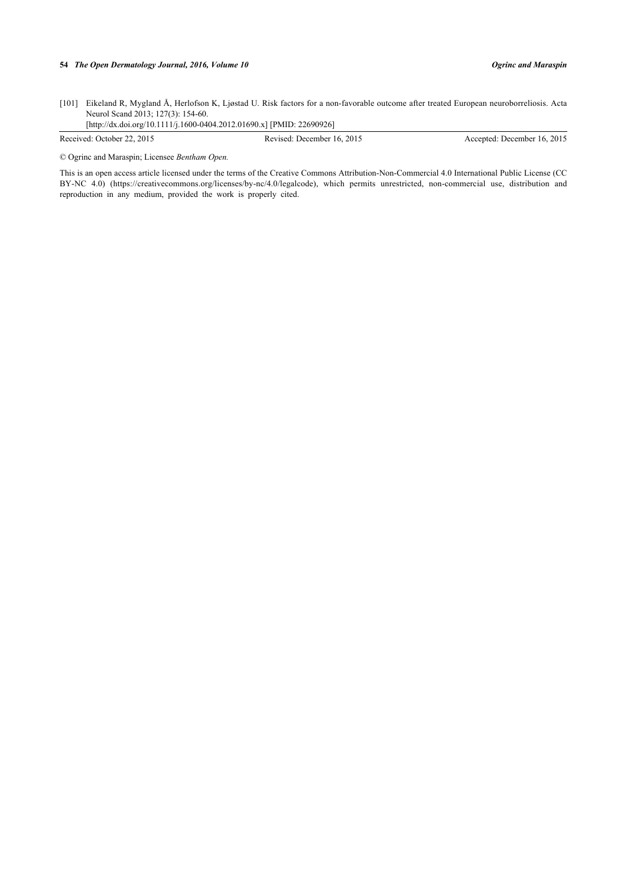[101] Eikeland R, Mygland Å, Herlofson K, Ljøstad U. Risk factors for a non-favorable outcome after treated European neuroborreliosis. Acta Neurol Scand 2013; 127(3): 154-60.
[http://dx.doi.org/10.1111/j.1600-0404.2012.01690.x] [PMID: 22690926]

Received: October 22, 2015 Revised: December 16, 2015 Accepted: December 16, 2015

© Ogrinc and Maraspin; Licensee *Bentham Open.*

This is an open access article licensed under the terms of the Creative Commons Attribution-Non-Commercial 4.0 International Public License (CC BY-NC 4.0) (https://creativecommons.org/licenses/by-nc/4.0/legalcode), which permits unrestricted, non-commercial use, distribution and reproduction in any medium, provided the work is properly cited.